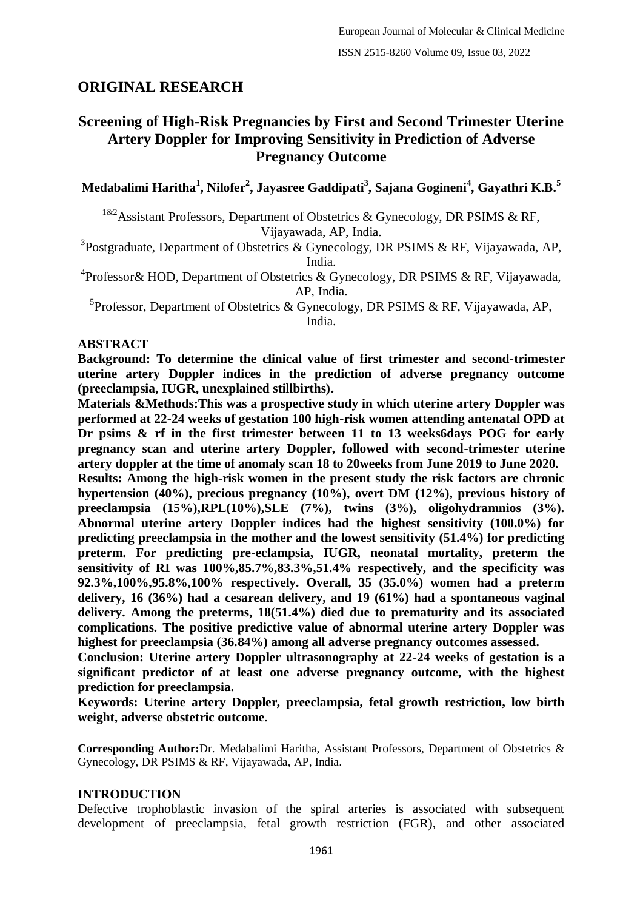## ORIGINAL RESEARCH

# Screening of High-Risk Pregnancies by First and Second Trimester Uterine Artery Doppler for Improving Sensitivity in Prediction of Adverse Pregnancy Outcome

**Medabalimi Haritha[1], Nilofer[2], Jayasree Gaddipati[3], Sajana Gogineni[4], Gayathri K.B.[5]**

[1&2]Assistant Professors, Department of Obstetrics & Gynecology, DR PSIMS & RF, Vijayawada, AP, India.

[3]Postgraduate, Department of Obstetrics & Gynecology, DR PSIMS & RF, Vijayawada, AP, India.

[4]Professor& HOD, Department of Obstetrics & Gynecology, DR PSIMS & RF, Vijayawada, AP, India.

[5]Professor, Department of Obstetrics & Gynecology, DR PSIMS & RF, Vijayawada, AP, India.

### ABSTRACT

**Background: To determine the clinical value of first trimester and second-trimester uterine artery Doppler indices in the prediction of adverse pregnancy outcome (preeclampsia, IUGR, unexplained stillbirths).**

**Materials &Methods:This was a prospective study in which uterine artery Doppler was performed at 22-24 weeks of gestation 100 high-risk women attending antenatal OPD at Dr psims & rf in the first trimester between 11 to 13 weeks6days POG for early pregnancy scan and uterine artery Doppler, followed with second-trimester uterine artery doppler at the time of anomaly scan 18 to 20weeks from June 2019 to June 2020.**

**Results: Among the high-risk women in the present study the risk factors are chronic hypertension (40%), precious pregnancy (10%), overt DM (12%), previous history of preeclampsia (15%),RPL(10%),SLE (7%), twins (3%), oligohydramnios (3%). Abnormal uterine artery Doppler indices had the highest sensitivity (100.0%) for predicting preeclampsia in the mother and the lowest sensitivity (51.4%) for predicting preterm. For predicting pre-eclampsia, IUGR, neonatal mortality, preterm the sensitivity of RI was 100%,85.7%,83.3%,51.4% respectively, and the specificity was 92.3%,100%,95.8%,100% respectively. Overall, 35 (35.0%) women had a preterm delivery, 16 (36%) had a cesarean delivery, and 19 (61%) had a spontaneous vaginal delivery. Among the preterms, 18(51.4%) died due to prematurity and its associated complications. The positive predictive value of abnormal uterine artery Doppler was highest for preeclampsia (36.84%) among all adverse pregnancy outcomes assessed.**

**Conclusion: Uterine artery Doppler ultrasonography at 22-24 weeks of gestation is a significant predictor of at least one adverse pregnancy outcome, with the highest prediction for preeclampsia.**

**Keywords: Uterine artery Doppler, preeclampsia, fetal growth restriction, low birth weight, adverse obstetric outcome.**

**Corresponding Author:**Dr. Medabalimi Haritha, Assistant Professors, Department of Obstetrics & Gynecology, DR PSIMS & RF, Vijayawada, AP, India.

### INTRODUCTION

Defective trophoblastic invasion of the spiral arteries is associated with subsequent development of preeclampsia, fetal growth restriction (FGR), and other associated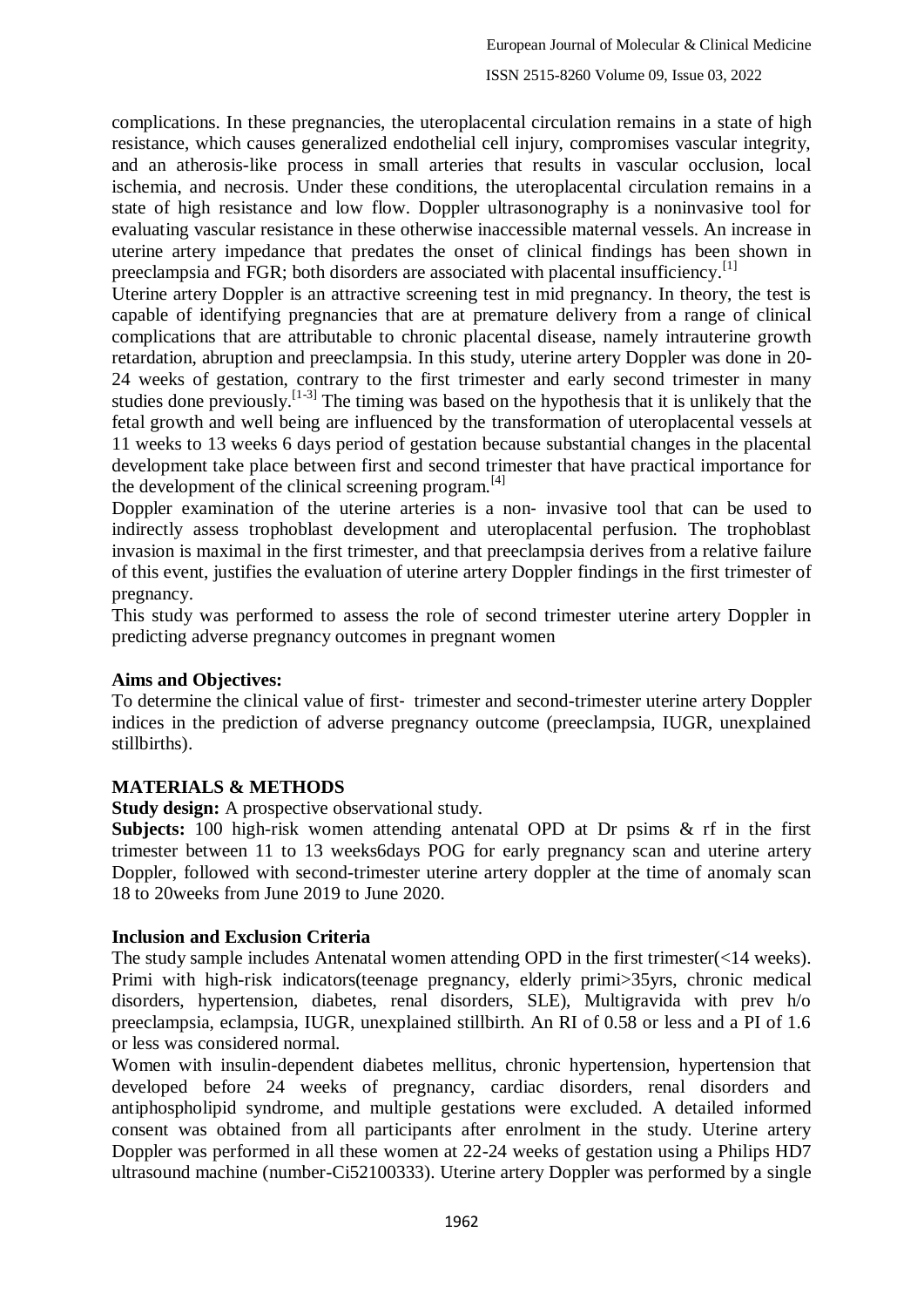complications. In these pregnancies, the uteroplacental circulation remains in a state of high resistance, which causes generalized endothelial cell injury, compromises vascular integrity, and an atherosis-like process in small arteries that results in vascular occlusion, local ischemia, and necrosis. Under these conditions, the uteroplacental circulation remains in a state of high resistance and low flow. Doppler ultrasonography is a noninvasive tool for evaluating vascular resistance in these otherwise inaccessible maternal vessels. An increase in uterine artery impedance that predates the onset of clinical findings has been shown in preeclampsia and FGR; both disorders are associated with placental insufficiency.[1]

Uterine artery Doppler is an attractive screening test in mid pregnancy. In theory, the test is capable of identifying pregnancies that are at premature delivery from a range of clinical complications that are attributable to chronic placental disease, namely intrauterine growth retardation, abruption and preeclampsia. In this study, uterine artery Doppler was done in 20-24 weeks of gestation, contrary to the first trimester and early second trimester in many studies done previously.[1-3] The timing was based on the hypothesis that it is unlikely that the fetal growth and well being are influenced by the transformation of uteroplacental vessels at 11 weeks to 13 weeks 6 days period of gestation because substantial changes in the placental development take place between first and second trimester that have practical importance for the development of the clinical screening program.[4]

Doppler examination of the uterine arteries is a non- invasive tool that can be used to indirectly assess trophoblast development and uteroplacental perfusion. The trophoblast invasion is maximal in the first trimester, and that preeclampsia derives from a relative failure of this event, justifies the evaluation of uterine artery Doppler findings in the first trimester of pregnancy.

This study was performed to assess the role of second trimester uterine artery Doppler in predicting adverse pregnancy outcomes in pregnant women

**Aims and Objectives:**

To determine the clinical value of first- trimester and second-trimester uterine artery Doppler indices in the prediction of adverse pregnancy outcome (preeclampsia, IUGR, unexplained stillbirths).

## MATERIALS & METHODS

**Study design:** A prospective observational study.

**Subjects:** 100 high-risk women attending antenatal OPD at Dr psims & rf in the first trimester between 11 to 13 weeks6days POG for early pregnancy scan and uterine artery Doppler, followed with second-trimester uterine artery doppler at the time of anomaly scan 18 to 20weeks from June 2019 to June 2020.

**Inclusion and Exclusion Criteria**

The study sample includes Antenatal women attending OPD in the first trimester(<14 weeks). Primi with high-risk indicators(teenage pregnancy, elderly primi>35yrs, chronic medical disorders, hypertension, diabetes, renal disorders, SLE), Multigravida with prev h/o preeclampsia, eclampsia, IUGR, unexplained stillbirth. An RI of 0.58 or less and a PI of 1.6 or less was considered normal.

Women with insulin-dependent diabetes mellitus, chronic hypertension, hypertension that developed before 24 weeks of pregnancy, cardiac disorders, renal disorders and antiphospholipid syndrome, and multiple gestations were excluded. A detailed informed consent was obtained from all participants after enrolment in the study. Uterine artery Doppler was performed in all these women at 22-24 weeks of gestation using a Philips HD7 ultrasound machine (number-Ci52100333). Uterine artery Doppler was performed by a single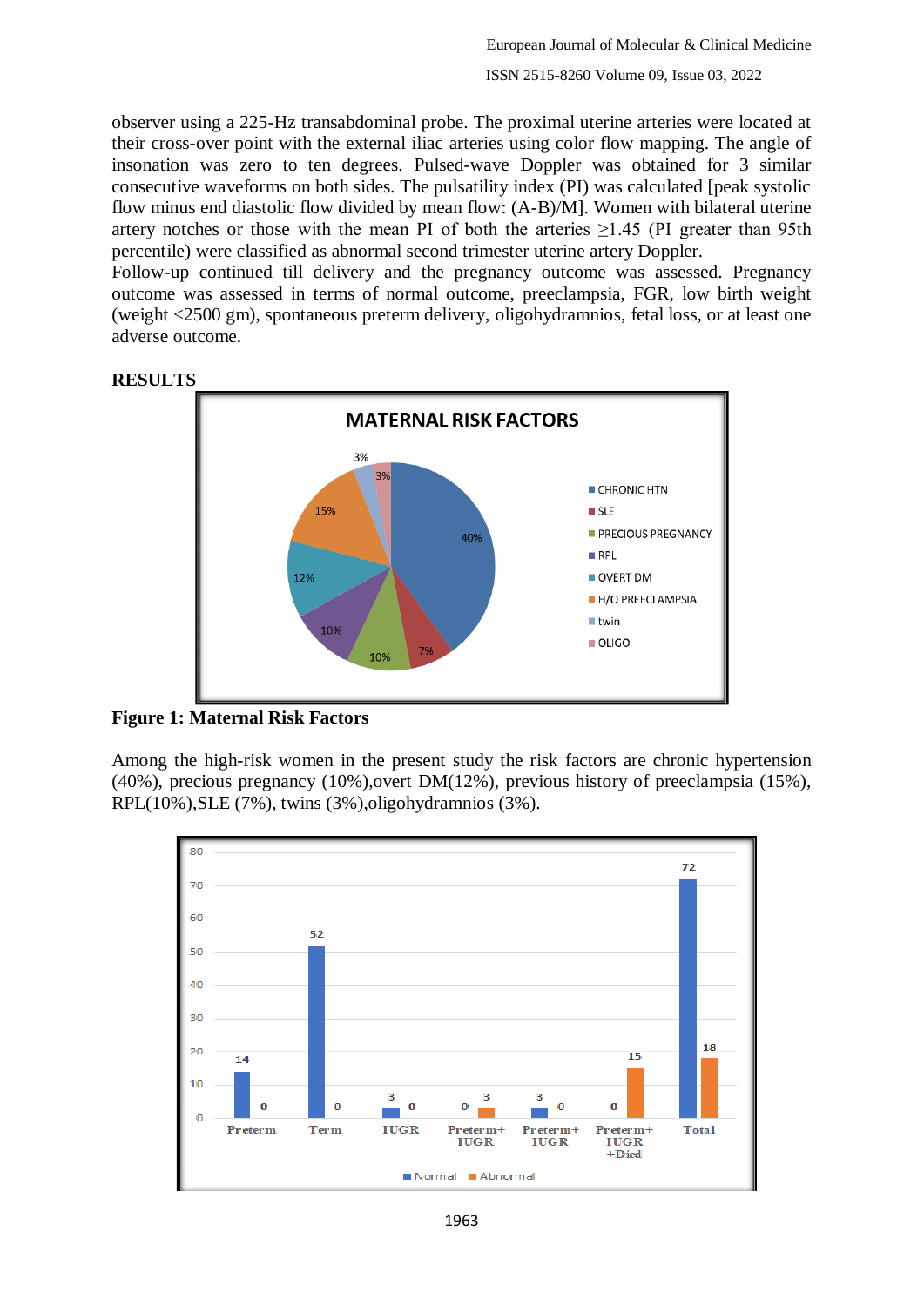observer using a 225-Hz transabdominal probe. The proximal uterine arteries were located at their cross-over point with the external iliac arteries using color flow mapping. The angle of insonation was zero to ten degrees. Pulsed-wave Doppler was obtained for 3 similar consecutive waveforms on both sides. The pulsatility index (PI) was calculated [peak systolic flow minus end diastolic flow divided by mean flow: (A-B)/M]. Women with bilateral uterine artery notches or those with the mean PI of both the arteries $\geq 1.45$ (PI greater than 95th percentile) were classified as abnormal second trimester uterine artery Doppler.

Follow-up continued till delivery and the pregnancy outcome was assessed. Pregnancy outcome was assessed in terms of normal outcome, preeclampsia, FGR, low birth weight (weight <2500 gm), spontaneous preterm delivery, oligohydramnios, fetal loss, or at least one adverse outcome.

## RESULTS

**Figure 1: Maternal Risk Factors**

Among the high-risk women in the present study the risk factors are chronic hypertension (40%), precious pregnancy (10%),overt DM(12%), previous history of preeclampsia (15%), RPL(10%),SLE (7%), twins (3%),oligohydramnios (3%).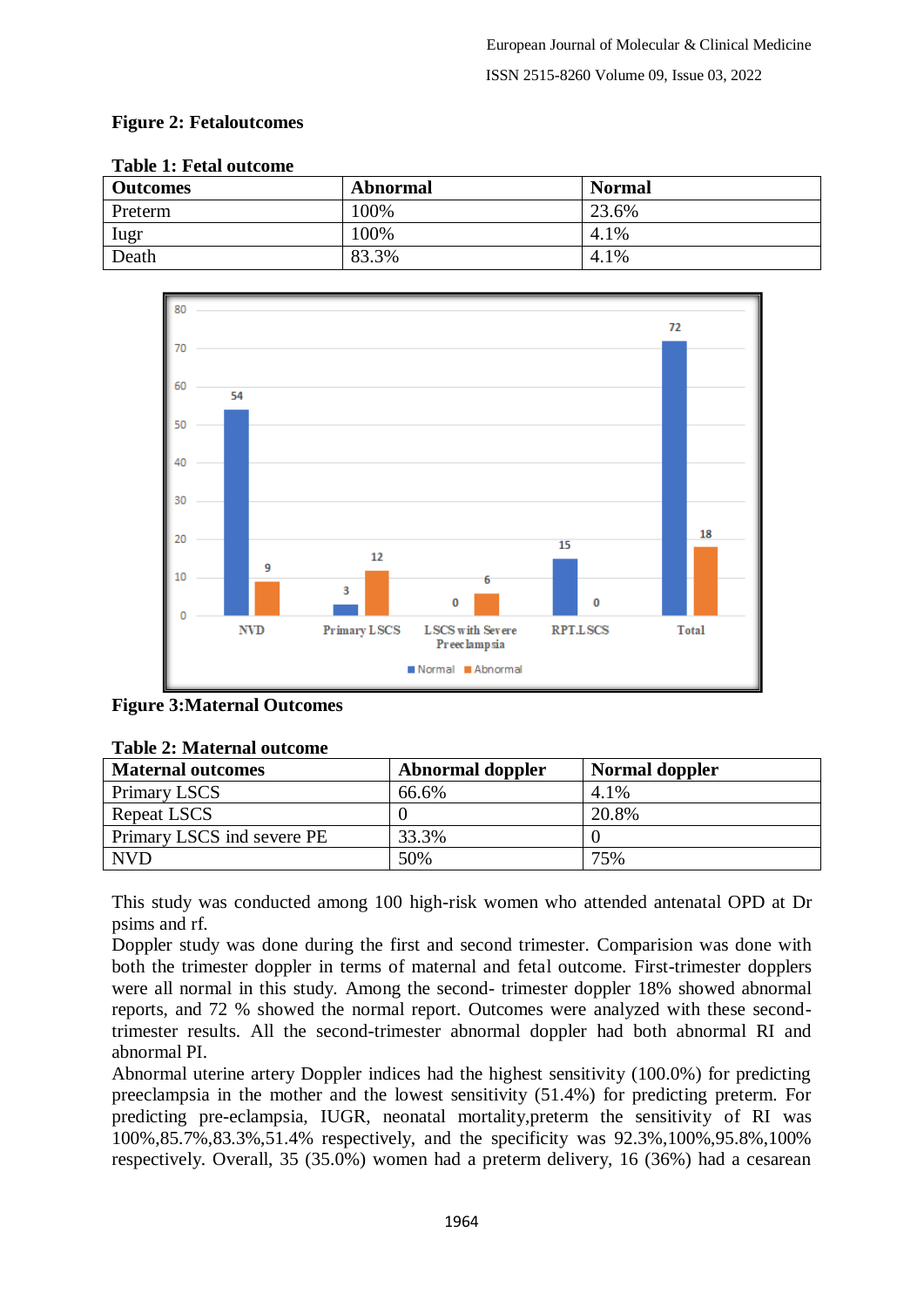**Figure 2: Fetaloutcomes**

**Table 1: Fetal outcome**

| Outcomes | Abnormal | Normal |
|---|---|---|
| Preterm | 100% | 23.6% |
| Iugr | 100% | 4.1% |
| Death | 83.3% | 4.1% |

**Figure 3:Maternal Outcomes**

**Table 2: Maternal outcome**

| Maternal outcomes | Abnormal doppler | Normal doppler |
|---|---|---|
| Primary LSCS | 66.6% | 4.1% |
| Repeat LSCS | 0 | 20.8% |
| Primary LSCS ind severe PE | 33.3% | 0 |
| NVD | 50% | 75% |

This study was conducted among 100 high-risk women who attended antenatal OPD at Dr psims and rf.

Doppler study was done during the first and second trimester. Comparision was done with both the trimester doppler in terms of maternal and fetal outcome. First-trimester dopplers were all normal in this study. Among the second- trimester doppler 18% showed abnormal reports, and 72 % showed the normal report. Outcomes were analyzed with these second-trimester results. All the second-trimester abnormal doppler had both abnormal RI and abnormal PI.

Abnormal uterine artery Doppler indices had the highest sensitivity (100.0%) for predicting preeclampsia in the mother and the lowest sensitivity (51.4%) for predicting preterm. For predicting pre-eclampsia, IUGR, neonatal mortality,preterm the sensitivity of RI was 100%,85.7%,83.3%,51.4% respectively, and the specificity was 92.3%,100%,95.8%,100% respectively. Overall, 35 (35.0%) women had a preterm delivery, 16 (36%) had a cesarean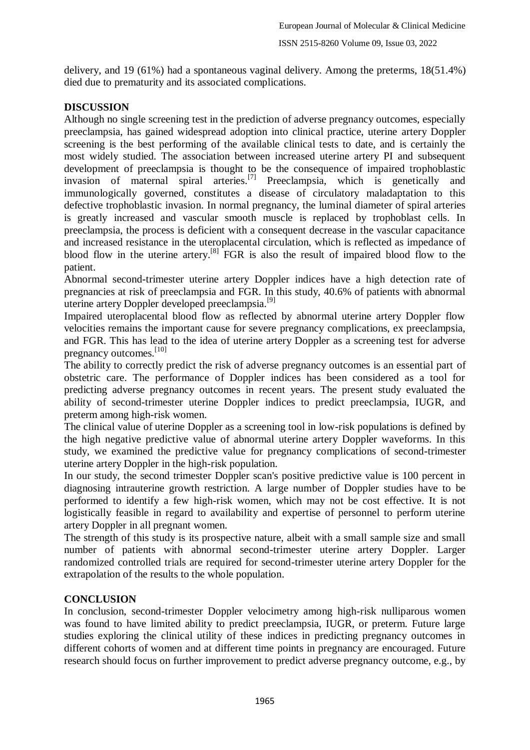delivery, and 19 (61%) had a spontaneous vaginal delivery. Among the preterms, 18(51.4%) died due to prematurity and its associated complications.

## DISCUSSION

Although no single screening test in the prediction of adverse pregnancy outcomes, especially preeclampsia, has gained widespread adoption into clinical practice, uterine artery Doppler screening is the best performing of the available clinical tests to date, and is certainly the most widely studied. The association between increased uterine artery PI and subsequent development of preeclampsia is thought to be the consequence of impaired trophoblastic invasion of maternal spiral arteries.[7] Preeclampsia, which is genetically and immunologically governed, constitutes a disease of circulatory maladaptation to this defective trophoblastic invasion. In normal pregnancy, the luminal diameter of spiral arteries is greatly increased and vascular smooth muscle is replaced by trophoblast cells. In preeclampsia, the process is deficient with a consequent decrease in the vascular capacitance and increased resistance in the uteroplacental circulation, which is reflected as impedance of blood flow in the uterine artery.[8] FGR is also the result of impaired blood flow to the patient.

Abnormal second-trimester uterine artery Doppler indices have a high detection rate of pregnancies at risk of preeclampsia and FGR. In this study, 40.6% of patients with abnormal uterine artery Doppler developed preeclampsia.[9]

Impaired uteroplacental blood flow as reflected by abnormal uterine artery Doppler flow velocities remains the important cause for severe pregnancy complications, ex preeclampsia, and FGR. This has lead to the idea of uterine artery Doppler as a screening test for adverse pregnancy outcomes.[10]

The ability to correctly predict the risk of adverse pregnancy outcomes is an essential part of obstetric care. The performance of Doppler indices has been considered as a tool for predicting adverse pregnancy outcomes in recent years. The present study evaluated the ability of second-trimester uterine Doppler indices to predict preeclampsia, IUGR, and preterm among high-risk women.

The clinical value of uterine Doppler as a screening tool in low-risk populations is defined by the high negative predictive value of abnormal uterine artery Doppler waveforms. In this study, we examined the predictive value for pregnancy complications of second-trimester uterine artery Doppler in the high-risk population.

In our study, the second trimester Doppler scan's positive predictive value is 100 percent in diagnosing intrauterine growth restriction. A large number of Doppler studies have to be performed to identify a few high-risk women, which may not be cost effective. It is not logistically feasible in regard to availability and expertise of personnel to perform uterine artery Doppler in all pregnant women.

The strength of this study is its prospective nature, albeit with a small sample size and small number of patients with abnormal second-trimester uterine artery Doppler. Larger randomized controlled trials are required for second-trimester uterine artery Doppler for the extrapolation of the results to the whole population.

## CONCLUSION

In conclusion, second-trimester Doppler velocimetry among high-risk nulliparous women was found to have limited ability to predict preeclampsia, IUGR, or preterm. Future large studies exploring the clinical utility of these indices in predicting pregnancy outcomes in different cohorts of women and at different time points in pregnancy are encouraged. Future research should focus on further improvement to predict adverse pregnancy outcome, e.g., by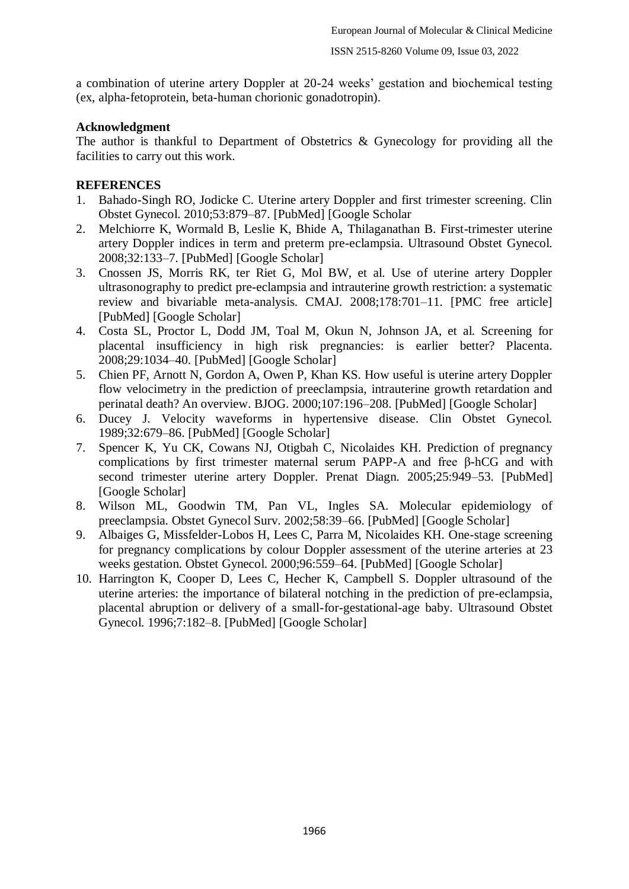a combination of uterine artery Doppler at 20-24 weeks' gestation and biochemical testing (ex, alpha-fetoprotein, beta-human chorionic gonadotropin).

**Acknowledgment**

The author is thankful to Department of Obstetrics & Gynecology for providing all the facilities to carry out this work.

**REFERENCES**

1. Bahado-Singh RO, Jodicke C. Uterine artery Doppler and first trimester screening. Clin Obstet Gynecol. 2010;53:879–87. [PubMed] [Google Scholar
2. Melchiorre K, Wormald B, Leslie K, Bhide A, Thilaganathan B. First-trimester uterine artery Doppler indices in term and preterm pre-eclampsia. Ultrasound Obstet Gynecol. 2008;32:133–7. [PubMed] [Google Scholar]
3. Cnossen JS, Morris RK, ter Riet G, Mol BW, et al. Use of uterine artery Doppler ultrasonography to predict pre-eclampsia and intrauterine growth restriction: a systematic review and bivariable meta-analysis. CMAJ. 2008;178:701–11. [PMC free article] [PubMed] [Google Scholar]
4. Costa SL, Proctor L, Dodd JM, Toal M, Okun N, Johnson JA, et al. Screening for placental insufficiency in high risk pregnancies: is earlier better? Placenta. 2008;29:1034–40. [PubMed] [Google Scholar]
5. Chien PF, Arnott N, Gordon A, Owen P, Khan KS. How useful is uterine artery Doppler flow velocimetry in the prediction of preeclampsia, intrauterine growth retardation and perinatal death? An overview. BJOG. 2000;107:196–208. [PubMed] [Google Scholar]
6. Ducey J. Velocity waveforms in hypertensive disease. Clin Obstet Gynecol. 1989;32:679–86. [PubMed] [Google Scholar]
7. Spencer K, Yu CK, Cowans NJ, Otigbah C, Nicolaides KH. Prediction of pregnancy complications by first trimester maternal serum PAPP-A and free β-hCG and with second trimester uterine artery Doppler. Prenat Diagn. 2005;25:949–53. [PubMed] [Google Scholar]
8. Wilson ML, Goodwin TM, Pan VL, Ingles SA. Molecular epidemiology of preeclampsia. Obstet Gynecol Surv. 2002;58:39–66. [PubMed] [Google Scholar]
9. Albaiges G, Missfelder-Lobos H, Lees C, Parra M, Nicolaides KH. One-stage screening for pregnancy complications by colour Doppler assessment of the uterine arteries at 23 weeks gestation. Obstet Gynecol. 2000;96:559–64. [PubMed] [Google Scholar]
10. Harrington K, Cooper D, Lees C, Hecher K, Campbell S. Doppler ultrasound of the uterine arteries: the importance of bilateral notching in the prediction of pre-eclampsia, placental abruption or delivery of a small-for-gestational-age baby. Ultrasound Obstet Gynecol. 1996;7:182–8. [PubMed] [Google Scholar]